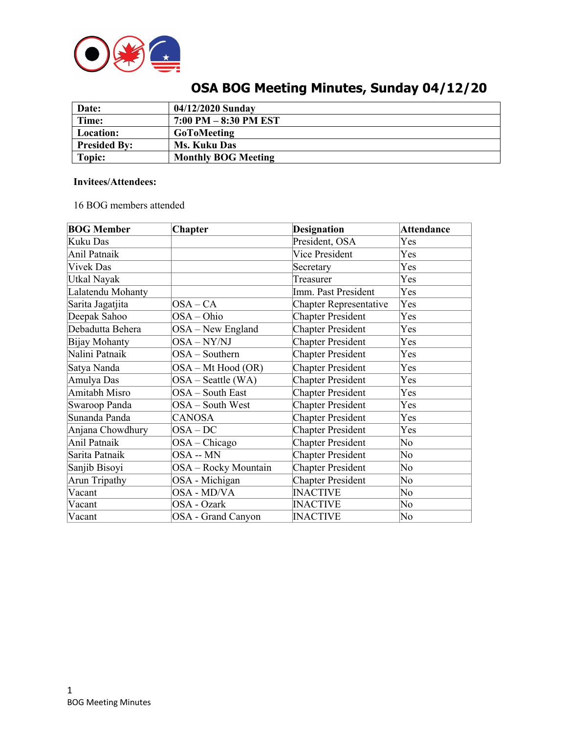# OSA BOG Meeting Minutes, Sunday 04/12/20

| Date: | 04/12/2020 Sunday |
|---|---|
| Time: | 7:00 PM – 8:30 PM EST |
| Location: | GoToMeeting |
| Presided By: | Ms. Kuku Das |
| Topic: | Monthly BOG Meeting |

**Invitees/Attendees:**

16 BOG members attended

| BOG Member | Chapter | Designation | Attendance |
|---|---|---|---|
| Kuku Das | | President, OSA | Yes |
| Anil Patnaik | | Vice President | Yes |
| Vivek Das | | Secretary | Yes |
| Utkal Nayak | | Treasurer | Yes |
| Lalatendu Mohanty | | Imm. Past President | Yes |
| Sarita Jagatjita | OSA – CA | Chapter Representative | Yes |
| Deepak Sahoo | OSA – Ohio | Chapter President | Yes |
| Debadutta Behera | OSA – New England | Chapter President | Yes |
| Bijay Mohanty | OSA – NY/NJ | Chapter President | Yes |
| Nalini Patnaik | OSA – Southern | Chapter President | Yes |
| Satya Nanda | OSA – Mt Hood (OR) | Chapter President | Yes |
| Amulya Das | OSA – Seattle (WA) | Chapter President | Yes |
| Amitabh Misro | OSA – South East | Chapter President | Yes |
| Swaroop Panda | OSA – South West | Chapter President | Yes |
| Sunanda Panda | CANOSA | Chapter President | Yes |
| Anjana Chowdhury | OSA – DC | Chapter President | Yes |
| Anil Patnaik | OSA – Chicago | Chapter President | No |
| Sarita Patnaik | OSA -- MN | Chapter President | No |
| Sanjib Bisoyi | OSA – Rocky Mountain | Chapter President | No |
| Arun Tripathy | OSA - Michigan | Chapter President | No |
| Vacant | OSA - MD/VA | INACTIVE | No |
| Vacant | OSA - Ozark | INACTIVE | No |
| Vacant | OSA - Grand Canyon | INACTIVE | No |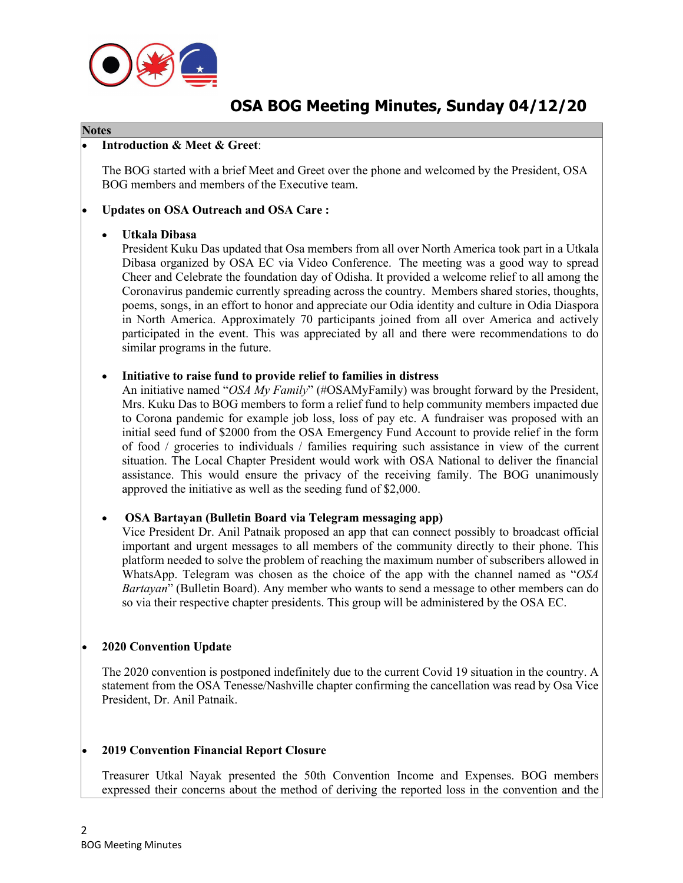# OSA BOG Meeting Minutes, Sunday 04/12/20

**Notes**

- **Introduction & Meet & Greet**:

  The BOG started with a brief Meet and Greet over the phone and welcomed by the President, OSA BOG members and members of the Executive team.

- **Updates on OSA Outreach and OSA Care :**

  - **Utkala Dibasa**
    President Kuku Das updated that Osa members from all over North America took part in a Utkala Dibasa organized by OSA EC via Video Conference. The meeting was a good way to spread Cheer and Celebrate the foundation day of Odisha. It provided a welcome relief to all among the Coronavirus pandemic currently spreading across the country. Members shared stories, thoughts, poems, songs, in an effort to honor and appreciate our Odia identity and culture in Odia Diaspora in North America. Approximately 70 participants joined from all over America and actively participated in the event. This was appreciated by all and there were recommendations to do similar programs in the future.

  - **Initiative to raise fund to provide relief to families in distress**
    An initiative named "*OSA My Family*" (#OSAMyFamily) was brought forward by the President, Mrs. Kuku Das to BOG members to form a relief fund to help community members impacted due to Corona pandemic for example job loss, loss of pay etc. A fundraiser was proposed with an initial seed fund of $2000 from the OSA Emergency Fund Account to provide relief in the form of food / groceries to individuals / families requiring such assistance in view of the current situation. The Local Chapter President would work with OSA National to deliver the financial assistance. This would ensure the privacy of the receiving family. The BOG unanimously approved the initiative as well as the seeding fund of $2,000.

  - **OSA Bartayan (Bulletin Board via Telegram messaging app)**
    Vice President Dr. Anil Patnaik proposed an app that can connect possibly to broadcast official important and urgent messages to all members of the community directly to their phone. This platform needed to solve the problem of reaching the maximum number of subscribers allowed in WhatsApp. Telegram was chosen as the choice of the app with the channel named as "*OSA Bartayan*" (Bulletin Board). Any member who wants to send a message to other members can do so via their respective chapter presidents. This group will be administered by the OSA EC.

- **2020 Convention Update**

  The 2020 convention is postponed indefinitely due to the current Covid 19 situation in the country. A statement from the OSA Tenesse/Nashville chapter confirming the cancellation was read by Osa Vice President, Dr. Anil Patnaik.

- **2019 Convention Financial Report Closure**

  Treasurer Utkal Nayak presented the 50th Convention Income and Expenses. BOG members expressed their concerns about the method of deriving the reported loss in the convention and the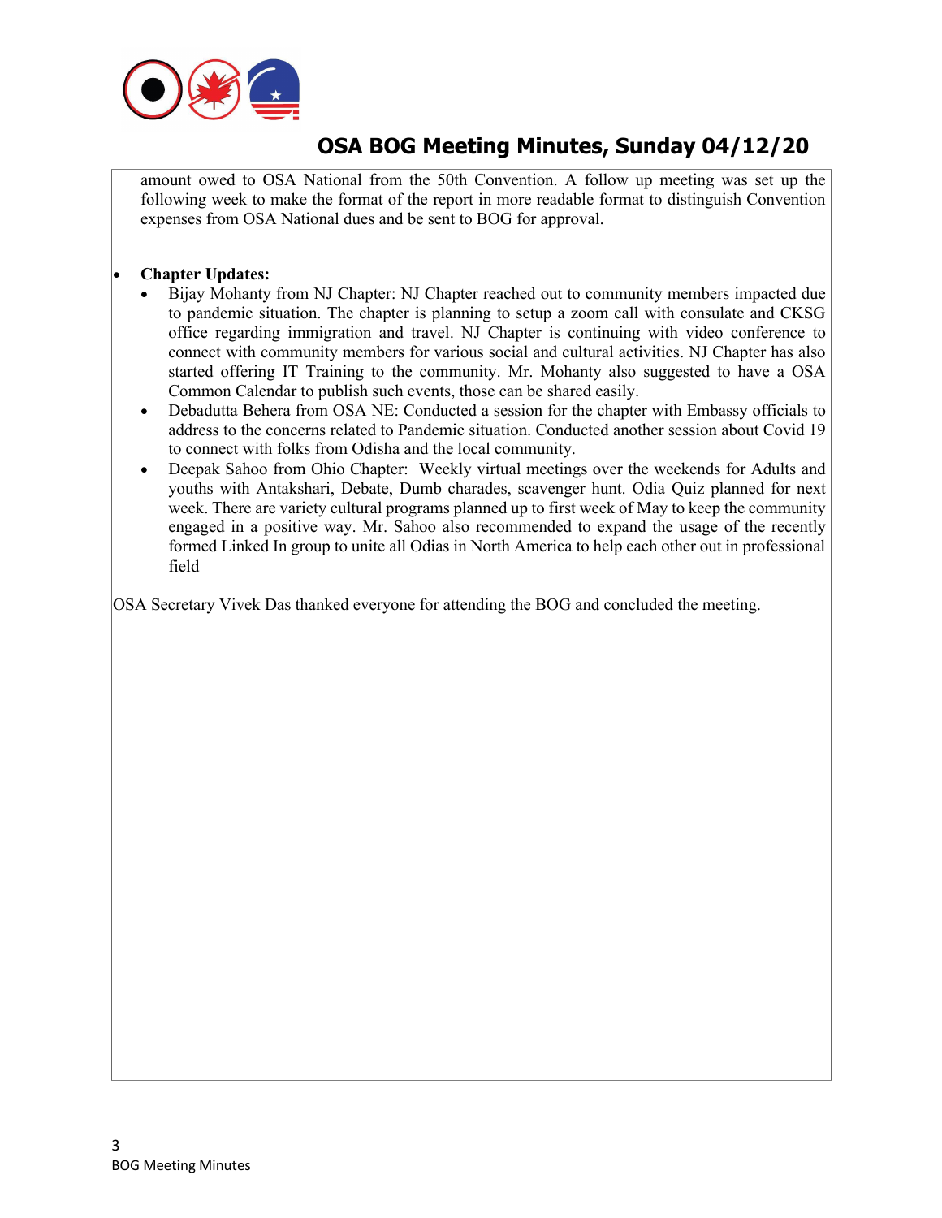amount owed to OSA National from the 50th Convention. A follow up meeting was set up the following week to make the format of the report in more readable format to distinguish Convention expenses from OSA National dues and be sent to BOG for approval.

- **Chapter Updates:**
  - Bijay Mohanty from NJ Chapter: NJ Chapter reached out to community members impacted due to pandemic situation. The chapter is planning to setup a zoom call with consulate and CKSG office regarding immigration and travel. NJ Chapter is continuing with video conference to connect with community members for various social and cultural activities. NJ Chapter has also started offering IT Training to the community. Mr. Mohanty also suggested to have a OSA Common Calendar to publish such events, those can be shared easily.
  - Debadutta Behera from OSA NE: Conducted a session for the chapter with Embassy officials to address to the concerns related to Pandemic situation. Conducted another session about Covid 19 to connect with folks from Odisha and the local community.
  - Deepak Sahoo from Ohio Chapter: Weekly virtual meetings over the weekends for Adults and youths with Antakshari, Debate, Dumb charades, scavenger hunt. Odia Quiz planned for next week. There are variety cultural programs planned up to first week of May to keep the community engaged in a positive way. Mr. Sahoo also recommended to expand the usage of the recently formed Linked In group to unite all Odias in North America to help each other out in professional field

OSA Secretary Vivek Das thanked everyone for attending the BOG and concluded the meeting.